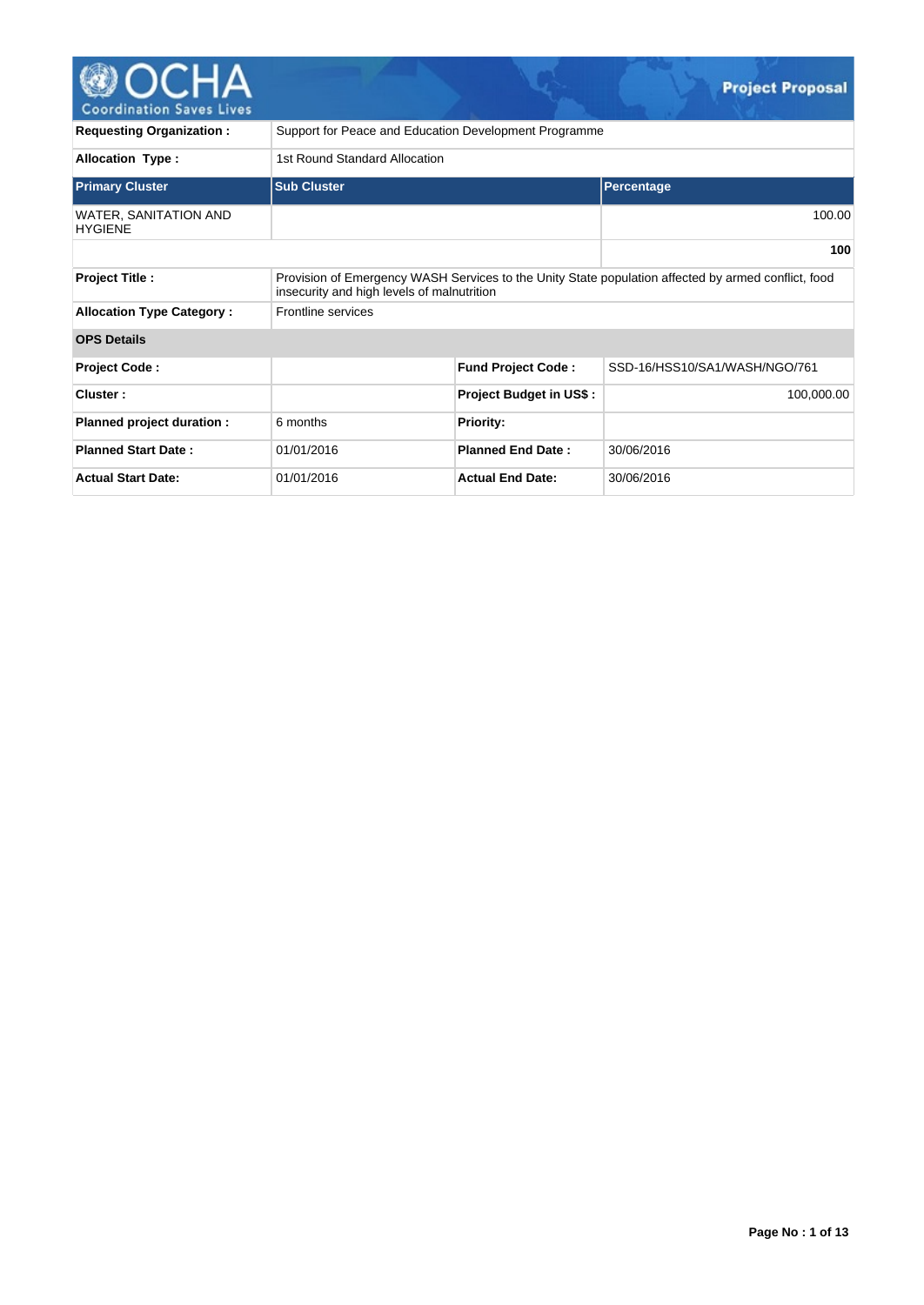# Project Proposal

| | |
|---|---|
| **Requesting Organization :** | Support for Peace and Education Development Programme |
| **Allocation Type :** | 1st Round Standard Allocation |

| Primary Cluster | Sub Cluster | Percentage |
|---|---|---|
| WATER, SANITATION AND HYGIENE | | 100.00 |
| | | **100** |

| | |
|---|---|
| **Project Title :** | Provision of Emergency WASH Services to the Unity State population affected by armed conflict, food insecurity and high levels of malnutrition |
| **Allocation Type Category :** | Frontline services |

**OPS Details**

| | | | |
|---|---|---|---|
| **Project Code :** | | **Fund Project Code :** | SSD-16/HSS10/SA1/WASH/NGO/761 |
| **Cluster :** | | **Project Budget in US$ :** | 100,000.00 |
| **Planned project duration :** | 6 months | **Priority:** | |
| **Planned Start Date :** | 01/01/2016 | **Planned End Date :** | 30/06/2016 |
| **Actual Start Date:** | 01/01/2016 | **Actual End Date:** | 30/06/2016 |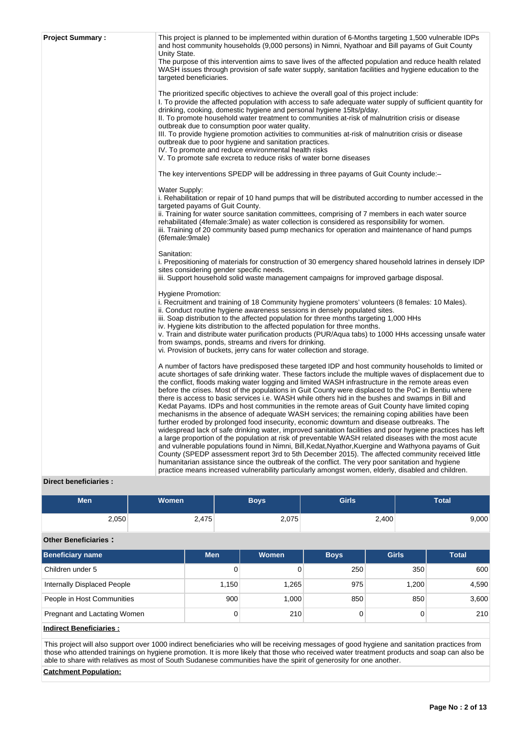**Project Summary :**

This project is planned to be implemented within duration of 6-Months targeting 1,500 vulnerable IDPs and host community households (9,000 persons) in Nimni, Nyathoar and Bill payams of Guit County Unity State.

The purpose of this intervention aims to save lives of the affected population and reduce health related WASH issues through provision of safe water supply, sanitation facilities and hygiene education to the targeted beneficiaries.

The prioritized specific objectives to achieve the overall goal of this project include:
I. To provide the affected population with access to safe adequate water supply of sufficient quantity for drinking, cooking, domestic hygiene and personal hygiene 15lts/p/day.
II. To promote household water treatment to communities at-risk of malnutrition crisis or disease outbreak due to consumption poor water quality.
III. To provide hygiene promotion activities to communities at-risk of malnutrition crisis or disease outbreak due to poor hygiene and sanitation practices.
IV. To promote and reduce environmental health risks
V. To promote safe excreta to reduce risks of water borne diseases

The key interventions SPEDP will be addressing in three payams of Guit County include:–

Water Supply:
i. Rehabilitation or repair of 10 hand pumps that will be distributed according to number accessed in the targeted payams of Guit County.
ii. Training for water source sanitation committees, comprising of 7 members in each water source rehabilitated (4female:3male) as water collection is considered as responsibility for women.
iii. Training of 20 community based pump mechanics for operation and maintenance of hand pumps (6female:9male)

Sanitation:
i. Prepositioning of materials for construction of 30 emergency shared household latrines in densely IDP sites considering gender specific needs.
iii. Support household solid waste management campaigns for improved garbage disposal.

Hygiene Promotion:
i. Recruitment and training of 18 Community hygiene promoters' volunteers (8 females: 10 Males).
ii. Conduct routine hygiene awareness sessions in densely populated sites.
iii. Soap distribution to the affected population for three months targeting 1,000 HHs
iv. Hygiene kits distribution to the affected population for three months.
v. Train and distribute water purification products (PUR/Aqua tabs) to 1000 HHs accessing unsafe water from swamps, ponds, streams and rivers for drinking.
vi. Provision of buckets, jerry cans for water collection and storage.

A number of factors have predisposed these targeted IDP and host community households to limited or acute shortages of safe drinking water. These factors include the multiple waves of displacement due to the conflict, floods making water logging and limited WASH infrastructure in the remote areas even before the crises. Most of the populations in Guit County were displaced to the PoC in Bentiu where there is access to basic services i.e. WASH while others hid in the bushes and swamps in Bill and Kedat Payams. IDPs and host communities in the remote areas of Guit County have limited coping mechanisms in the absence of adequate WASH services; the remaining coping abilities have been further eroded by prolonged food insecurity, economic downturn and disease outbreaks. The widespread lack of safe drinking water, improved sanitation facilities and poor hygiene practices has left a large proportion of the population at risk of preventable WASH related diseases with the most acute and vulnerable populations found in Nimni, Bill,Kedat,Nyathor,Kuergine and Wathyona payams of Guit County (SPEDP assessment report 3rd to 5th December 2015). The affected community received little humanitarian assistance since the outbreak of the conflict. The very poor sanitation and hygiene practice means increased vulnerability particularly amongst women, elderly, disabled and children.

**Direct beneficiaries :**

| Men | Women | Boys | Girls | Total |
|---|---|---|---|---|
| 2,050 | 2,475 | 2,075 | 2,400 | 9,000 |

**Other Beneficiaries :**

| Beneficiary name | Men | Women | Boys | Girls | Total |
|---|---|---|---|---|---|
| Children under 5 | 0 | 0 | 250 | 350 | 600 |
| Internally Displaced People | 1,150 | 1,265 | 975 | 1,200 | 4,590 |
| People in Host Communities | 900 | 1,000 | 850 | 850 | 3,600 |
| Pregnant and Lactating Women | 0 | 210 | 0 | 0 | 210 |

**Indirect Beneficiaries :**

This project will also support over 1000 indirect beneficiaries who will be receiving messages of good hygiene and sanitation practices from those who attended trainings on hygiene promotion. It is more likely that those who received water treatment products and soap can also be able to share with relatives as most of South Sudanese communities have the spirit of generosity for one another.

**Catchment Population:**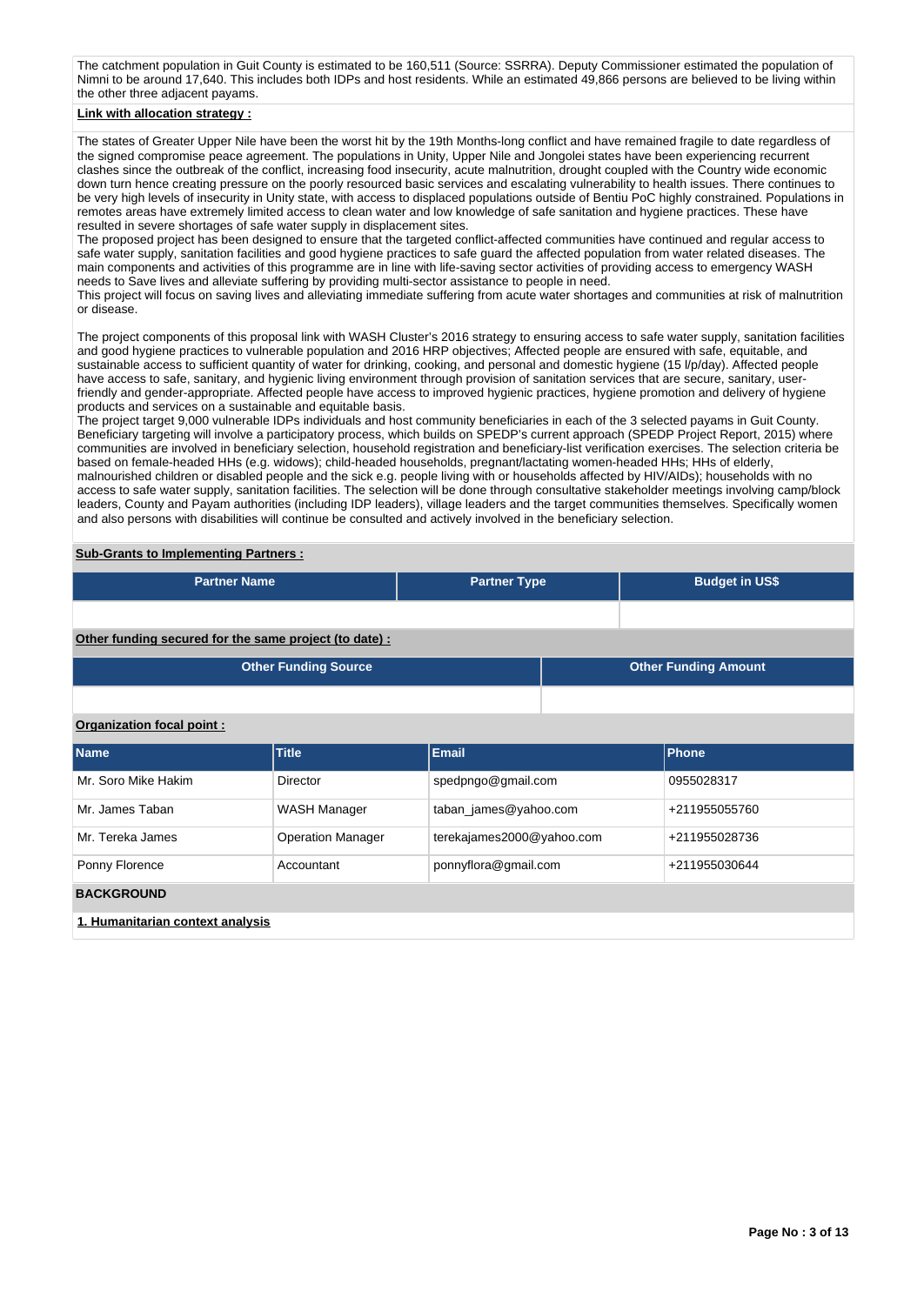The catchment population in Guit County is estimated to be 160,511 (Source: SSRRA). Deputy Commissioner estimated the population of Nimni to be around 17,640. This includes both IDPs and host residents. While an estimated 49,866 persons are believed to be living within the other three adjacent payams.

**Link with allocation strategy :**

The states of Greater Upper Nile have been the worst hit by the 19th Months-long conflict and have remained fragile to date regardless of the signed compromise peace agreement. The populations in Unity, Upper Nile and Jongolei states have been experiencing recurrent clashes since the outbreak of the conflict, increasing food insecurity, acute malnutrition, drought coupled with the Country wide economic down turn hence creating pressure on the poorly resourced basic services and escalating vulnerability to health issues. There continues to be very high levels of insecurity in Unity state, with access to displaced populations outside of Bentiu PoC highly constrained. Populations in remotes areas have extremely limited access to clean water and low knowledge of safe sanitation and hygiene practices. These have resulted in severe shortages of safe water supply in displacement sites.
The proposed project has been designed to ensure that the targeted conflict-affected communities have continued and regular access to safe water supply, sanitation facilities and good hygiene practices to safe guard the affected population from water related diseases. The main components and activities of this programme are in line with life-saving sector activities of providing access to emergency WASH needs to Save lives and alleviate suffering by providing multi-sector assistance to people in need.
This project will focus on saving lives and alleviating immediate suffering from acute water shortages and communities at risk of malnutrition or disease.

The project components of this proposal link with WASH Cluster's 2016 strategy to ensuring access to safe water supply, sanitation facilities and good hygiene practices to vulnerable population and 2016 HRP objectives; Affected people are ensured with safe, equitable, and sustainable access to sufficient quantity of water for drinking, cooking, and personal and domestic hygiene (15 l/p/day). Affected people have access to safe, sanitary, and hygienic living environment through provision of sanitation services that are secure, sanitary, user-friendly and gender-appropriate. Affected people have access to improved hygienic practices, hygiene promotion and delivery of hygiene products and services on a sustainable and equitable basis.
The project target 9,000 vulnerable IDPs individuals and host community beneficiaries in each of the 3 selected payams in Guit County. Beneficiary targeting will involve a participatory process, which builds on SPEDP's current approach (SPEDP Project Report, 2015) where communities are involved in beneficiary selection, household registration and beneficiary-list verification exercises. The selection criteria be based on female-headed HHs (e.g. widows); child-headed households, pregnant/lactating women-headed HHs; HHs of elderly, malnourished children or disabled people and the sick e.g. people living with or households affected by HIV/AIDs); households with no access to safe water supply, sanitation facilities. The selection will be done through consultative stakeholder meetings involving camp/block leaders, County and Payam authorities (including IDP leaders), village leaders and the target communities themselves. Specifically women and also persons with disabilities will continue be consulted and actively involved in the beneficiary selection.

**Sub-Grants to Implementing Partners :**

| Partner Name | Partner Type | Budget in US$ |
|---|---|---|
| | | |

**Other funding secured for the same project (to date) :**

| Other Funding Source | Other Funding Amount |
|---|---|
| | |

**Organization focal point :**

| Name | Title | Email | Phone |
|---|---|---|---|
| Mr. Soro Mike Hakim | Director | spedpngo@gmail.com | 0955028317 |
| Mr. James Taban | WASH Manager | taban_james@yahoo.com | +211955055760 |
| Mr. Tereka James | Operation Manager | terekajames2000@yahoo.com | +211955028736 |
| Ponny Florence | Accountant | ponnyflora@gmail.com | +211955030644 |

**BACKGROUND**

**1. Humanitarian context analysis**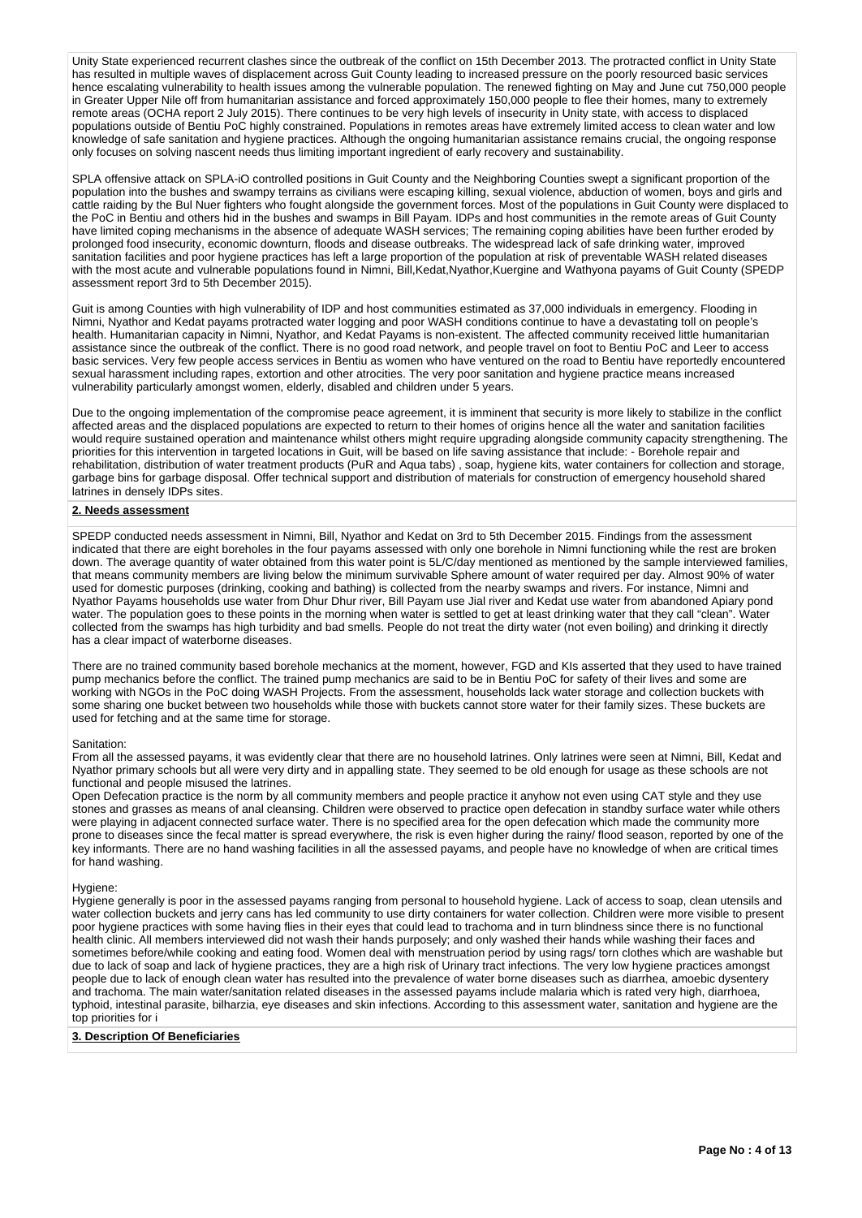Unity State experienced recurrent clashes since the outbreak of the conflict on 15th December 2013. The protracted conflict in Unity State has resulted in multiple waves of displacement across Guit County leading to increased pressure on the poorly resourced basic services hence escalating vulnerability to health issues among the vulnerable population. The renewed fighting on May and June cut 750,000 people in Greater Upper Nile off from humanitarian assistance and forced approximately 150,000 people to flee their homes, many to extremely remote areas (OCHA report 2 July 2015). There continues to be very high levels of insecurity in Unity state, with access to displaced populations outside of Bentiu PoC highly constrained. Populations in remotes areas have extremely limited access to clean water and low knowledge of safe sanitation and hygiene practices. Although the ongoing humanitarian assistance remains crucial, the ongoing response only focuses on solving nascent needs thus limiting important ingredient of early recovery and sustainability.

SPLA offensive attack on SPLA-iO controlled positions in Guit County and the Neighboring Counties swept a significant proportion of the population into the bushes and swampy terrains as civilians were escaping killing, sexual violence, abduction of women, boys and girls and cattle raiding by the Bul Nuer fighters who fought alongside the government forces. Most of the populations in Guit County were displaced to the PoC in Bentiu and others hid in the bushes and swamps in Bill Payam. IDPs and host communities in the remote areas of Guit County have limited coping mechanisms in the absence of adequate WASH services; The remaining coping abilities have been further eroded by prolonged food insecurity, economic downturn, floods and disease outbreaks. The widespread lack of safe drinking water, improved sanitation facilities and poor hygiene practices has left a large proportion of the population at risk of preventable WASH related diseases with the most acute and vulnerable populations found in Nimni, Bill,Kedat,Nyathor,Kuergine and Wathyona payams of Guit County (SPEDP assessment report 3rd to 5th December 2015).

Guit is among Counties with high vulnerability of IDP and host communities estimated as 37,000 individuals in emergency. Flooding in Nimni, Nyathor and Kedat payams protracted water logging and poor WASH conditions continue to have a devastating toll on people's health. Humanitarian capacity in Nimni, Nyathor, and Kedat Payams is non-existent. The affected community received little humanitarian assistance since the outbreak of the conflict. There is no good road network, and people travel on foot to Bentiu PoC and Leer to access basic services. Very few people access services in Bentiu as women who have ventured on the road to Bentiu have reportedly encountered sexual harassment including rapes, extortion and other atrocities. The very poor sanitation and hygiene practice means increased vulnerability particularly amongst women, elderly, disabled and children under 5 years.

Due to the ongoing implementation of the compromise peace agreement, it is imminent that security is more likely to stabilize in the conflict affected areas and the displaced populations are expected to return to their homes of origins hence all the water and sanitation facilities would require sustained operation and maintenance whilst others might require upgrading alongside community capacity strengthening. The priorities for this intervention in targeted locations in Guit, will be based on life saving assistance that include: - Borehole repair and rehabilitation, distribution of water treatment products (PuR and Aqua tabs) , soap, hygiene kits, water containers for collection and storage, garbage bins for garbage disposal. Offer technical support and distribution of materials for construction of emergency household shared latrines in densely IDPs sites.

## 2. Needs assessment

SPEDP conducted needs assessment in Nimni, Bill, Nyathor and Kedat on 3rd to 5th December 2015. Findings from the assessment indicated that there are eight boreholes in the four payams assessed with only one borehole in Nimni functioning while the rest are broken down. The average quantity of water obtained from this water point is 5L/C/day mentioned as mentioned by the sample interviewed families, that means community members are living below the minimum survivable Sphere amount of water required per day. Almost 90% of water used for domestic purposes (drinking, cooking and bathing) is collected from the nearby swamps and rivers. For instance, Nimni and Nyathor Payams households use water from Dhur Dhur river, Bill Payam use Jial river and Kedat use water from abandoned Apiary pond water. The population goes to these points in the morning when water is settled to get at least drinking water that they call "clean". Water collected from the swamps has high turbidity and bad smells. People do not treat the dirty water (not even boiling) and drinking it directly has a clear impact of waterborne diseases.

There are no trained community based borehole mechanics at the moment, however, FGD and KIs asserted that they used to have trained pump mechanics before the conflict. The trained pump mechanics are said to be in Bentiu PoC for safety of their lives and some are working with NGOs in the PoC doing WASH Projects. From the assessment, households lack water storage and collection buckets with some sharing one bucket between two households while those with buckets cannot store water for their family sizes. These buckets are used for fetching and at the same time for storage.

Sanitation:
From all the assessed payams, it was evidently clear that there are no household latrines. Only latrines were seen at Nimni, Bill, Kedat and Nyathor primary schools but all were very dirty and in appalling state. They seemed to be old enough for usage as these schools are not functional and people misused the latrines.
Open Defecation practice is the norm by all community members and people practice it anyhow not even using CAT style and they use stones and grasses as means of anal cleansing. Children were observed to practice open defecation in standby surface water while others were playing in adjacent connected surface water. There is no specified area for the open defecation which made the community more prone to diseases since the fecal matter is spread everywhere, the risk is even higher during the rainy/ flood season, reported by one of the key informants. There are no hand washing facilities in all the assessed payams, and people have no knowledge of when are critical times for hand washing.

Hygiene:
Hygiene generally is poor in the assessed payams ranging from personal to household hygiene. Lack of access to soap, clean utensils and water collection buckets and jerry cans has led community to use dirty containers for water collection. Children were more visible to present poor hygiene practices with some having flies in their eyes that could lead to trachoma and in turn blindness since there is no functional health clinic. All members interviewed did not wash their hands purposely; and only washed their hands while washing their faces and sometimes before/while cooking and eating food. Women deal with menstruation period by using rags/ torn clothes which are washable but due to lack of soap and lack of hygiene practices, they are a high risk of Urinary tract infections. The very low hygiene practices amongst people due to lack of enough clean water has resulted into the prevalence of water borne diseases such as diarrhea, amoebic dysentery and trachoma. The main water/sanitation related diseases in the assessed payams include malaria which is rated very high, diarrhoea, typhoid, intestinal parasite, bilharzia, eye diseases and skin infections. According to this assessment water, sanitation and hygiene are the top priorities for i

## 3. Description Of Beneficiaries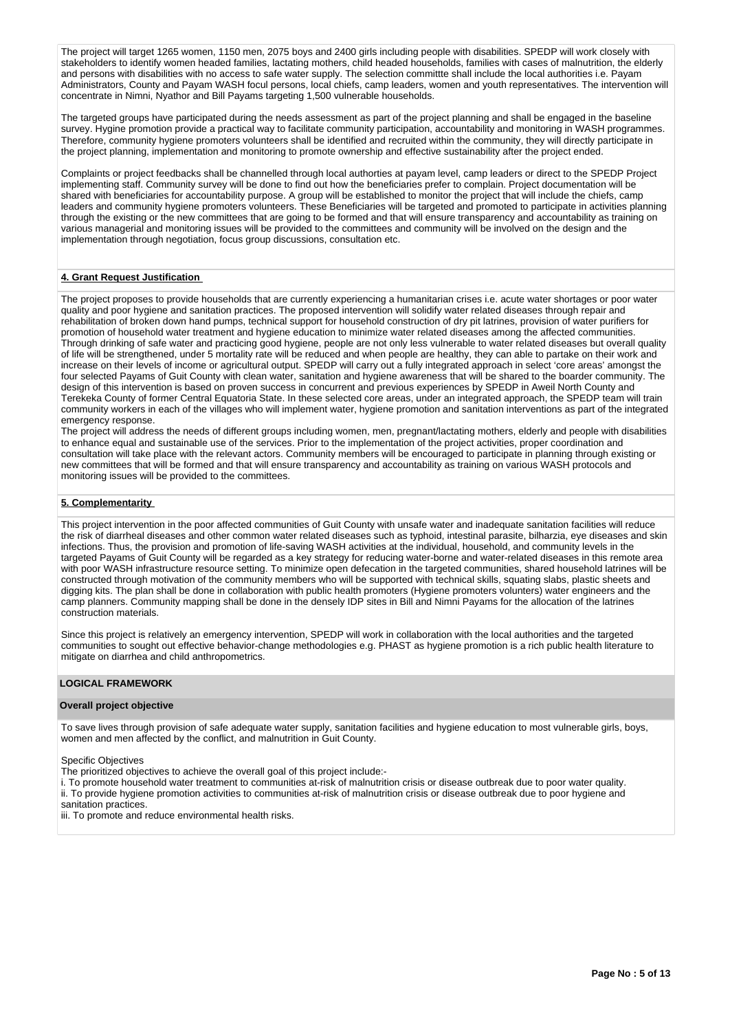The project will target 1265 women, 1150 men, 2075 boys and 2400 girls including people with disabilities. SPEDP will work closely with stakeholders to identify women headed families, lactating mothers, child headed households, families with cases of malnutrition, the elderly and persons with disabilities with no access to safe water supply. The selection committte shall include the local authorities i.e. Payam Administrators, County and Payam WASH focul persons, local chiefs, camp leaders, women and youth representatives. The intervention will concentrate in Nimni, Nyathor and Bill Payams targeting 1,500 vulnerable households.

The targeted groups have participated during the needs assessment as part of the project planning and shall be engaged in the baseline survey. Hygine promotion provide a practical way to facilitate community participation, accountability and monitoring in WASH programmes. Therefore, community hygiene promoters volunteers shall be identified and recruited within the community, they will directly participate in the project planning, implementation and monitoring to promote ownership and effective sustainability after the project ended.

Complaints or project feedbacks shall be channelled through local authorties at payam level, camp leaders or direct to the SPEDP Project implementing staff. Community survey will be done to find out how the beneficiaries prefer to complain. Project documentation will be shared with beneficiaries for accountability purpose. A group will be established to monitor the project that will include the chiefs, camp leaders and community hygiene promoters volunteers. These Beneficiaries will be targeted and promoted to participate in activities planning through the existing or the new committees that are going to be formed and that will ensure transparency and accountability as training on various managerial and monitoring issues will be provided to the committees and community will be involved on the design and the implementation through negotiation, focus group discussions, consultation etc.

**4. Grant Request Justification**

The project proposes to provide households that are currently experiencing a humanitarian crises i.e. acute water shortages or poor water quality and poor hygiene and sanitation practices. The proposed intervention will solidify water related diseases through repair and rehabilitation of broken down hand pumps, technical support for household construction of dry pit latrines, provision of water purifiers for promotion of household water treatment and hygiene education to minimize water related diseases among the affected communities. Through drinking of safe water and practicing good hygiene, people are not only less vulnerable to water related diseases but overall quality of life will be strengthened, under 5 mortality rate will be reduced and when people are healthy, they can able to partake on their work and increase on their levels of income or agricultural output. SPEDP will carry out a fully integrated approach in select 'core areas' amongst the four selected Payams of Guit County with clean water, sanitation and hygiene awareness that will be shared to the boarder community. The design of this intervention is based on proven success in concurrent and previous experiences by SPEDP in Aweil North County and Terekeka County of former Central Equatoria State. In these selected core areas, under an integrated approach, the SPEDP team will train community workers in each of the villages who will implement water, hygiene promotion and sanitation interventions as part of the integrated emergency response.
The project will address the needs of different groups including women, men, pregnant/lactating mothers, elderly and people with disabilities to enhance equal and sustainable use of the services. Prior to the implementation of the project activities, proper coordination and consultation will take place with the relevant actors. Community members will be encouraged to participate in planning through existing or new committees that will be formed and that will ensure transparency and accountability as training on various WASH protocols and monitoring issues will be provided to the committees.

**5. Complementarity**

This project intervention in the poor affected communities of Guit County with unsafe water and inadequate sanitation facilities will reduce the risk of diarrheal diseases and other common water related diseases such as typhoid, intestinal parasite, bilharzia, eye diseases and skin infections. Thus, the provision and promotion of life-saving WASH activities at the individual, household, and community levels in the targeted Payams of Guit County will be regarded as a key strategy for reducing water-borne and water-related diseases in this remote area with poor WASH infrastructure resource setting. To minimize open defecation in the targeted communities, shared household latrines will be constructed through motivation of the community members who will be supported with technical skills, squating slabs, plastic sheets and digging kits. The plan shall be done in collaboration with public health promoters (Hygiene promoters volunters) water engineers and the camp planners. Community mapping shall be done in the densely IDP sites in Bill and Nimni Payams for the allocation of the latrines construction materials.

Since this project is relatively an emergency intervention, SPEDP will work in collaboration with the local authorities and the targeted communities to sought out effective behavior-change methodologies e.g. PHAST as hygiene promotion is a rich public health literature to mitigate on diarrhea and child anthropometrics.

## LOGICAL FRAMEWORK

### Overall project objective

To save lives through provision of safe adequate water supply, sanitation facilities and hygiene education to most vulnerable girls, boys, women and men affected by the conflict, and malnutrition in Guit County.

Specific Objectives
The prioritized objectives to achieve the overall goal of this project include:-
i. To promote household water treatment to communities at-risk of malnutrition crisis or disease outbreak due to poor water quality.
ii. To provide hygiene promotion activities to communities at-risk of malnutrition crisis or disease outbreak due to poor hygiene and sanitation practices.
iii. To promote and reduce environmental health risks.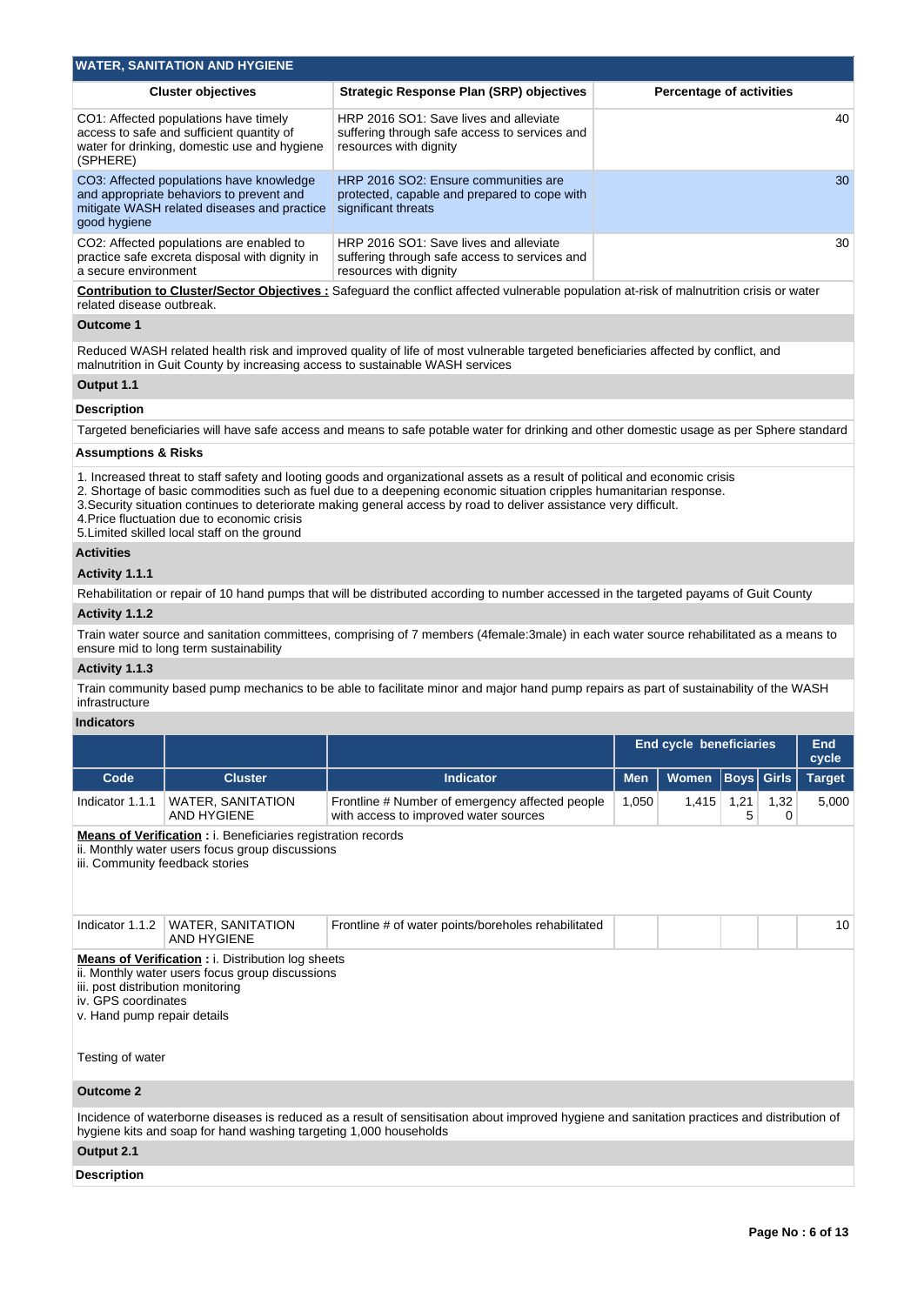## WATER, SANITATION AND HYGIENE

| Cluster objectives | Strategic Response Plan (SRP) objectives | Percentage of activities |
|---|---|---|
| CO1: Affected populations have timely access to safe and sufficient quantity of water for drinking, domestic use and hygiene (SPHERE) | HRP 2016 SO1: Save lives and alleviate suffering through safe access to services and resources with dignity | 40 |
| CO3: Affected populations have knowledge and appropriate behaviors to prevent and mitigate WASH related diseases and practice good hygiene | HRP 2016 SO2: Ensure communities are protected, capable and prepared to cope with significant threats | 30 |
| CO2: Affected populations are enabled to practice safe excreta disposal with dignity in a secure environment | HRP 2016 SO1: Save lives and alleviate suffering through safe access to services and resources with dignity | 30 |

**Contribution to Cluster/Sector Objectives :** Safeguard the conflict affected vulnerable population at-risk of malnutrition crisis or water related disease outbreak.

**Outcome 1**

Reduced WASH related health risk and improved quality of life of most vulnerable targeted beneficiaries affected by conflict, and malnutrition in Guit County by increasing access to sustainable WASH services

**Output 1.1**

**Description**

Targeted beneficiaries will have safe access and means to safe potable water for drinking and other domestic usage as per Sphere standard

**Assumptions & Risks**

1. Increased threat to staff safety and looting goods and organizational assets as a result of political and economic crisis
2. Shortage of basic commodities such as fuel due to a deepening economic situation cripples humanitarian response.
3.Security situation continues to deteriorate making general access by road to deliver assistance very difficult.
4.Price fluctuation due to economic crisis
5.Limited skilled local staff on the ground

**Activities**

**Activity 1.1.1**

Rehabilitation or repair of 10 hand pumps that will be distributed according to number accessed in the targeted payams of Guit County

**Activity 1.1.2**

Train water source and sanitation committees, comprising of 7 members (4female:3male) in each water source rehabilitated as a means to ensure mid to long term sustainability

**Activity 1.1.3**

Train community based pump mechanics to be able to facilitate minor and major hand pump repairs as part of sustainability of the WASH infrastructure

**Indicators**

| | | | End cycle beneficiaries | | | | End cycle |
|---|---|---|---|---|---|---|---|
| **Code** | **Cluster** | **Indicator** | **Men** | **Women** | **Boys** | **Girls** | **Target** |
| Indicator 1.1.1 | WATER, SANITATION AND HYGIENE | Frontline # Number of emergency affected people with access to improved water sources | 1,050 | 1,415 | 1,215 | 1,320 | 5,000 |

**Means of Verification :** i. Beneficiaries registration records
ii. Monthly water users focus group discussions
iii. Community feedback stories

| Code | Cluster | Indicator | Men | Women | Boys | Girls | Target |
|---|---|---|---|---|---|---|---|
| Indicator 1.1.2 | WATER, SANITATION AND HYGIENE | Frontline # of water points/boreholes rehabilitated | | | | | 10 |

**Means of Verification :** i. Distribution log sheets
ii. Monthly water users focus group discussions
iii. post distribution monitoring
iv. GPS coordinates
v. Hand pump repair details

Testing of water

**Outcome 2**

Incidence of waterborne diseases is reduced as a result of sensitisation about improved hygiene and sanitation practices and distribution of hygiene kits and soap for hand washing targeting 1,000 households

**Output 2.1**

**Description**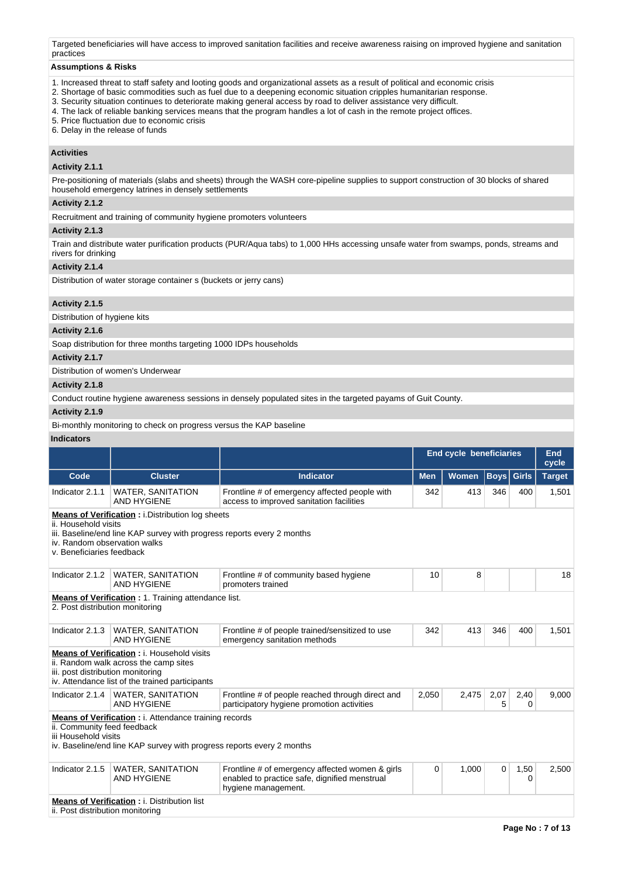Targeted beneficiaries will have access to improved sanitation facilities and receive awareness raising on improved hygiene and sanitation practices

**Assumptions & Risks**

1. Increased threat to staff safety and looting goods and organizational assets as a result of political and economic crisis
2. Shortage of basic commodities such as fuel due to a deepening economic situation cripples humanitarian response.
3. Security situation continues to deteriorate making general access by road to deliver assistance very difficult.
4. The lack of reliable banking services means that the program handles a lot of cash in the remote project offices.
5. Price fluctuation due to economic crisis
6. Delay in the release of funds

**Activities**

**Activity 2.1.1**

Pre-positioning of materials (slabs and sheets) through the WASH core-pipeline supplies to support construction of 30 blocks of shared household emergency latrines in densely settlements

**Activity 2.1.2**

Recruitment and training of community hygiene promoters volunteers

**Activity 2.1.3**

Train and distribute water purification products (PUR/Aqua tabs) to 1,000 HHs accessing unsafe water from swamps, ponds, streams and rivers for drinking

**Activity 2.1.4**

Distribution of water storage container s (buckets or jerry cans)

**Activity 2.1.5**

Distribution of hygiene kits

**Activity 2.1.6**

Soap distribution for three months targeting 1000 IDPs households

**Activity 2.1.7**

Distribution of women's Underwear

**Activity 2.1.8**

Conduct routine hygiene awareness sessions in densely populated sites in the targeted payams of Guit County.

**Activity 2.1.9**

Bi-monthly monitoring to check on progress versus the KAP baseline

**Indicators**

| | | | End cycle beneficiaries | | | | End cycle |
|---|---|---|---|---|---|---|---|
| Code | Cluster | Indicator | Men | Women | Boys | Girls | Target |
| Indicator 2.1.1 | WATER, SANITATION AND HYGIENE | Frontline # of emergency affected people with access to improved sanitation facilities | 342 | 413 | 346 | 400 | 1,501 |

**Means of Verification :** i.Distribution log sheets
ii. Household visits
iii. Baseline/end line KAP survey with progress reports every 2 months
iv. Random observation walks
v. Beneficiaries feedback

| Code | Cluster | Indicator | Men | Women | Boys | Girls | Target |
|---|---|---|---|---|---|---|---|
| Indicator 2.1.2 | WATER, SANITATION AND HYGIENE | Frontline # of community based hygiene promoters trained | 10 | 8 | | | 18 |

**Means of Verification :** 1. Training attendance list.
2. Post distribution monitoring

| Code | Cluster | Indicator | Men | Women | Boys | Girls | Target |
|---|---|---|---|---|---|---|---|
| Indicator 2.1.3 | WATER, SANITATION AND HYGIENE | Frontline # of people trained/sensitized to use emergency sanitation methods | 342 | 413 | 346 | 400 | 1,501 |

**Means of Verification :** i. Household visits
ii. Random walk across the camp sites
iii. post distribution monitoring
iv. Attendance list of the trained participants

| Code | Cluster | Indicator | Men | Women | Boys | Girls | Target |
|---|---|---|---|---|---|---|---|
| Indicator 2.1.4 | WATER, SANITATION AND HYGIENE | Frontline # of people reached through direct and participatory hygiene promotion activities | 2,050 | 2,475 | 2,075 | 2,400 | 9,000 |

**Means of Verification :** i. Attendance training records
ii. Community feed feedback
iii Household visits
iv. Baseline/end line KAP survey with progress reports every 2 months

| Code | Cluster | Indicator | Men | Women | Boys | Girls | Target |
|---|---|---|---|---|---|---|---|
| Indicator 2.1.5 | WATER, SANITATION AND HYGIENE | Frontline # of emergency affected women & girls enabled to practice safe, dignified menstrual hygiene management. | 0 | 1,000 | 0 | 1,500 | 2,500 |

**Means of Verification :** i. Distribution list
ii. Post distribution monitoring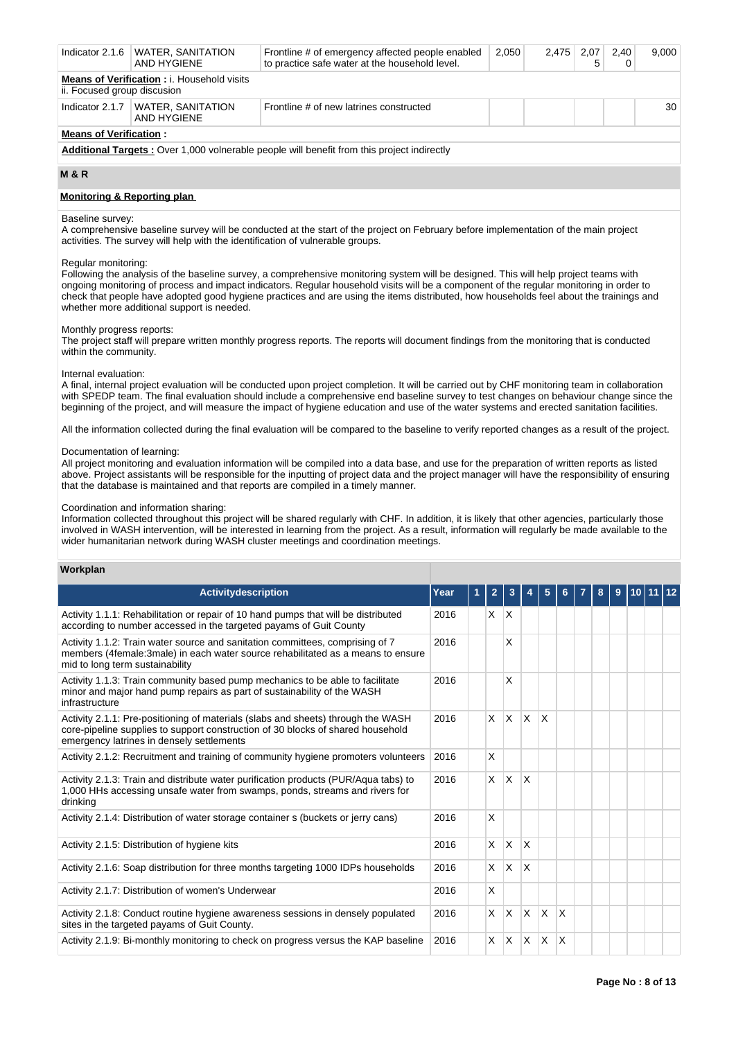| Indicator 2.1.6 | WATER, SANITATION AND HYGIENE | Frontline # of emergency affected people enabled to practice safe water at the household level. | 2,050 | 2,475 | 2,075 | 2,400 | 9,000 |
|---|---|---|---|---|---|---|---|
| **Means of Verification :** i. Household visits ii. Focused group discusion | | | | | | | |
| Indicator 2.1.7 | WATER, SANITATION AND HYGIENE | Frontline # of new latrines constructed | | | | | 30 |
| **Means of Verification :** | | | | | | | |
| **Additional Targets :** Over 1,000 volnerable people will benefit from this project indirectly | | | | | | | |

## M & R

### Monitoring & Reporting plan

Baseline survey:
A comprehensive baseline survey will be conducted at the start of the project on February before implementation of the main project activities. The survey will help with the identification of vulnerable groups.

Regular monitoring:
Following the analysis of the baseline survey, a comprehensive monitoring system will be designed. This will help project teams with ongoing monitoring of process and impact indicators. Regular household visits will be a component of the regular monitoring in order to check that people have adopted good hygiene practices and are using the items distributed, how households feel about the trainings and whether more additional support is needed.

Monthly progress reports:
The project staff will prepare written monthly progress reports. The reports will document findings from the monitoring that is conducted within the community.

Internal evaluation:
A final, internal project evaluation will be conducted upon project completion. It will be carried out by CHF monitoring team in collaboration with SPEDP team. The final evaluation should include a comprehensive end baseline survey to test changes on behaviour change since the beginning of the project, and will measure the impact of hygiene education and use of the water systems and erected sanitation facilities.

All the information collected during the final evaluation will be compared to the baseline to verify reported changes as a result of the project.

Documentation of learning:
All project monitoring and evaluation information will be compiled into a data base, and use for the preparation of written reports as listed above. Project assistants will be responsible for the inputting of project data and the project manager will have the responsibility of ensuring that the database is maintained and that reports are compiled in a timely manner.

Coordination and information sharing:
Information collected throughout this project will be shared regularly with CHF. In addition, it is likely that other agencies, particularly those involved in WASH intervention, will be interested in learning from the project. As a result, information will regularly be made available to the wider humanitarian network during WASH cluster meetings and coordination meetings.

### Workplan

| Activitydescription | Year | 1 | 2 | 3 | 4 | 5 | 6 | 7 | 8 | 9 | 10 | 11 | 12 |
|---|---|---|---|---|---|---|---|---|---|---|---|---|---|
| Activity 1.1.1: Rehabilitation or repair of 10 hand pumps that will be distributed according to number accessed in the targeted payams of Guit County | 2016 | | X | X | | | | | | | | | |
| Activity 1.1.2: Train water source and sanitation committees, comprising of 7 members (4female:3male) in each water source rehabilitated as a means to ensure mid to long term sustainability | 2016 | | | X | | | | | | | | | |
| Activity 1.1.3: Train community based pump mechanics to be able to facilitate minor and major hand pump repairs as part of sustainability of the WASH infrastructure | 2016 | | | X | | | | | | | | | |
| Activity 2.1.1: Pre-positioning of materials (slabs and sheets) through the WASH core-pipeline supplies to support construction of 30 blocks of shared household emergency latrines in densely settlements | 2016 | | X | X | X | X | | | | | | | |
| Activity 2.1.2: Recruitment and training of community hygiene promoters volunteers | 2016 | | X | | | | | | | | | | |
| Activity 2.1.3: Train and distribute water purification products (PUR/Aqua tabs) to 1,000 HHs accessing unsafe water from swamps, ponds, streams and rivers for drinking | 2016 | | X | X | X | | | | | | | | |
| Activity 2.1.4: Distribution of water storage container s (buckets or jerry cans) | 2016 | | X | | | | | | | | | | |
| Activity 2.1.5: Distribution of hygiene kits | 2016 | | X | X | X | | | | | | | | |
| Activity 2.1.6: Soap distribution for three months targeting 1000 IDPs households | 2016 | | X | X | X | | | | | | | | |
| Activity 2.1.7: Distribution of women's Underwear | 2016 | | X | | | | | | | | | | |
| Activity 2.1.8: Conduct routine hygiene awareness sessions in densely populated sites in the targeted payams of Guit County. | 2016 | | X | X | X | X | X | | | | | | |
| Activity 2.1.9: Bi-monthly monitoring to check on progress versus the KAP baseline | 2016 | | X | X | X | X | X | | | | | | |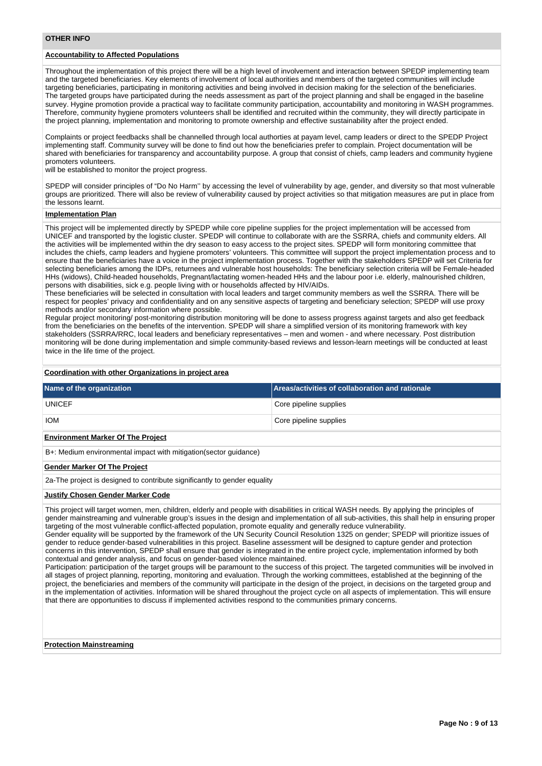## OTHER INFO

### Accountability to Affected Populations

Throughout the implementation of this project there will be a high level of involvement and interaction between SPEDP implementing team and the targeted beneficiaries. Key elements of involvement of local authorities and members of the targeted communities will include targeting beneficiaries, participating in monitoring activities and being involved in decision making for the selection of the beneficiaries. The targeted groups have participated during the needs assessment as part of the project planning and shall be engaged in the baseline survey. Hygiene promotion provide a practical way to facilitate community participation, accountability and monitoring in WASH programmes. Therefore, community hygiene promoters volunteers shall be identified and recruited within the community, they will directly participate in the project planning, implementation and monitoring to promote ownership and effective sustainability after the project ended.

Complaints or project feedbacks shall be channelled through local authorties at payam level, camp leaders or direct to the SPEDP Project implementing staff. Community survey will be done to find out how the beneficiaries prefer to complain. Project documentation will be shared with beneficiaries for transparency and accountability purpose. A group that consist of chiefs, camp leaders and community hygiene promoters volunteers.
will be established to monitor the project progress.

SPEDP will consider principles of "Do No Harm'' by accessing the level of vulnerability by age, gender, and diversity so that most vulnerable groups are prioritized. There will also be review of vulnerability caused by project activities so that mitigation measures are put in place from the lessons learnt.

### Implementation Plan

This project will be implemented directly by SPEDP while core pipeline supplies for the project implementation will be accessed from UNICEF and transported by the logistic cluster. SPEDP will continue to collaborate with are the SSRRA, chiefs and community elders. All the activities will be implemented within the dry season to easy access to the project sites. SPEDP will form monitoring committee that includes the chiefs, camp leaders and hygiene promoters' volunteers. This committee will support the project implementation process and to ensure that the beneficiaries have a voice in the project implementation process. Together with the stakeholders SPEDP will set Criteria for selecting beneficiaries among the IDPs, returnees and vulnerable host households: The beneficiary selection criteria will be Female-headed HHs (widows), Child-headed households, Pregnant/lactating women-headed HHs and the labour poor i.e. elderly, malnourished children, persons with disabilities, sick e.g. people living with or households affected by HIV/AIDs.
These beneficiaries will be selected in consultation with local leaders and target community members as well the SSRRA. There will be respect for peoples' privacy and confidentiality and on any sensitive aspects of targeting and beneficiary selection; SPEDP will use proxy methods and/or secondary information where possible.
Regular project monitoring/ post-monitoring distribution monitoring will be done to assess progress against targets and also get feedback from the beneficiaries on the benefits of the intervention. SPEDP will share a simplified version of its monitoring framework with key stakeholders (SSRRA/RRC, local leaders and beneficiary representatives – men and women - and where necessary. Post distribution monitoring will be done during implementation and simple community-based reviews and lesson-learn meetings will be conducted at least twice in the life time of the project.

### Coordination with other Organizations in project area

| Name of the organization | Areas/activities of collaboration and rationale |
|---|---|
| UNICEF | Core pipeline supplies |
| IOM | Core pipeline supplies |

### Environment Marker Of The Project

B+: Medium environmental impact with mitigation(sector guidance)

### Gender Marker Of The Project

2a-The project is designed to contribute significantly to gender equality

### Justify Chosen Gender Marker Code

This project will target women, men, children, elderly and people with disabilities in critical WASH needs. By applying the principles of gender mainstreaming and vulnerable group's issues in the design and implementation of all sub-activities, this shall help in ensuring proper targeting of the most vulnerable conflict-affected population, promote equality and generally reduce vulnerability.
Gender equality will be supported by the framework of the UN Security Council Resolution 1325 on gender; SPEDP will prioritize issues of gender to reduce gender-based vulnerabilities in this project. Baseline assessment will be designed to capture gender and protection concerns in this intervention, SPEDP shall ensure that gender is integrated in the entire project cycle, implementation informed by both contextual and gender analysis, and focus on gender-based violence maintained.
Participation: participation of the target groups will be paramount to the success of this project. The targeted communities will be involved in all stages of project planning, reporting, monitoring and evaluation. Through the working committees, established at the beginning of the project, the beneficiaries and members of the community will participate in the design of the project, in decisions on the targeted group and in the implementation of activities. Information will be shared throughout the project cycle on all aspects of implementation. This will ensure that there are opportunities to discuss if implemented activities respond to the communities primary concerns.

### Protection Mainstreaming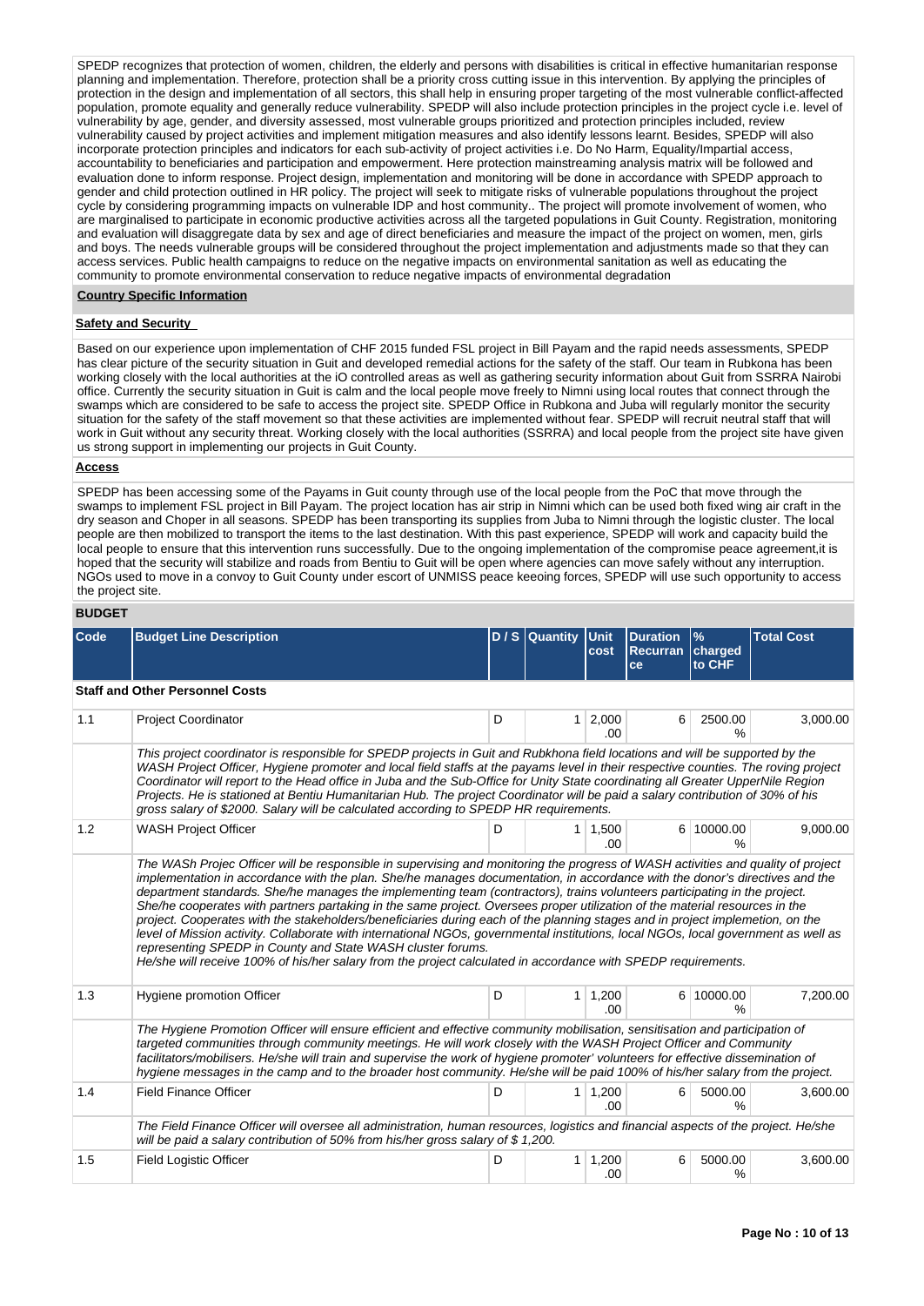SPEDP recognizes that protection of women, children, the elderly and persons with disabilities is critical in effective humanitarian response planning and implementation. Therefore, protection shall be a priority cross cutting issue in this intervention. By applying the principles of protection in the design and implementation of all sectors, this shall help in ensuring proper targeting of the most vulnerable conflict-affected population, promote equality and generally reduce vulnerability. SPEDP will also include protection principles in the project cycle i.e. level of vulnerability by age, gender, and diversity assessed, most vulnerable groups prioritized and protection principles included, review vulnerability caused by project activities and implement mitigation measures and also identify lessons learnt. Besides, SPEDP will also incorporate protection principles and indicators for each sub-activity of project activities i.e. Do No Harm, Equality/Impartial access, accountability to beneficiaries and participation and empowerment. Here protection mainstreaming analysis matrix will be followed and evaluation done to inform response. Project design, implementation and monitoring will be done in accordance with SPEDP approach to gender and child protection outlined in HR policy. The project will seek to mitigate risks of vulnerable populations throughout the project cycle by considering programming impacts on vulnerable IDP and host community.. The project will promote involvement of women, who are marginalised to participate in economic productive activities across all the targeted populations in Guit County. Registration, monitoring and evaluation will disaggregate data by sex and age of direct beneficiaries and measure the impact of the project on women, men, girls and boys. The needs vulnerable groups will be considered throughout the project implementation and adjustments made so that they can access services. Public health campaigns to reduce on the negative impacts on environmental sanitation as well as educating the community to promote environmental conservation to reduce negative impacts of environmental degradation

**Country Specific Information**

**Safety and Security**

Based on our experience upon implementation of CHF 2015 funded FSL project in Bill Payam and the rapid needs assessments, SPEDP has clear picture of the security situation in Guit and developed remedial actions for the safety of the staff. Our team in Rubkona has been working closely with the local authorities at the iO controlled areas as well as gathering security information about Guit from SSRRA Nairobi office. Currently the security situation in Guit is calm and the local people move freely to Nimni using local routes that connect through the swamps which are considered to be safe to access the project site. SPEDP Office in Rubkona and Juba will regularly monitor the security situation for the safety of the staff movement so that these activities are implemented without fear. SPEDP will recruit neutral staff that will work in Guit without any security threat. Working closely with the local authorities (SSRRA) and local people from the project site have given us strong support in implementing our projects in Guit County.

**Access**

SPEDP has been accessing some of the Payams in Guit county through use of the local people from the PoC that move through the swamps to implement FSL project in Bill Payam. The project location has air strip in Nimni which can be used both fixed wing air craft in the dry season and Choper in all seasons. SPEDP has been transporting its supplies from Juba to Nimni through the logistic cluster. The local people are then mobilized to transport the items to the last destination. With this past experience, SPEDP will work and capacity build the local people to ensure that this intervention runs successfully. Due to the ongoing implementation of the compromise peace agreement,it is hoped that the security will stabilize and roads from Bentiu to Guit will be open where agencies can move safely without any interruption. NGOs used to move in a convoy to Guit County under escort of UNMISS peace keeoing forces, SPEDP will use such opportunity to access the project site.

**BUDGET**

| Code | Budget Line Description | D / S | Quantity | Unit cost | Duration Recurrance | % charged to CHF | Total Cost |
|---|---|---|---|---|---|---|---|
| **Staff and Other Personnel Costs** | | | | | | | |
| 1.1 | Project Coordinator | D | 1 | 2,000.00 | 6 | 2500.00 % | 3,000.00 |
| | *This project coordinator is responsible for SPEDP projects in Guit and Rubkhona field locations and will be supported by the WASH Project Officer, Hygiene promoter and local field staffs at the payams level in their respective counties. The roving project Coordinator will report to the Head office in Juba and the Sub-Office for Unity State coordinating all Greater UpperNile Region Projects. He is stationed at Bentiu Humanitarian Hub. The project Coordinator will be paid a salary contribution of 30% of his gross salary of $2000. Salary will be calculated according to SPEDP HR requirements.* | | | | | | |
| 1.2 | WASH Project Officer | D | 1 | 1,500.00 | 6 | 10000.00 % | 9,000.00 |
| | *The WASh Projec Officer will be responsible in supervising and monitoring the progress of WASH activities and quality of project implementation in accordance with the plan. She/he manages documentation, in accordance with the donor's directives and the department standards. She/he manages the implementing team (contractors), trains volunteers participating in the project. She/he cooperates with partners partaking in the same project. Oversees proper utilization of the material resources in the project. Cooperates with the stakeholders/beneficiaries during each of the planning stages and in project implemetion, on the level of Mission activity. Collaborate with international NGOs, governmental institutions, local NGOs, local government as well as representing SPEDP in County and State WASH cluster forums. He/she will receive 100% of his/her salary from the project calculated in accordance with SPEDP requirements.* | | | | | | |
| 1.3 | Hygiene promotion Officer | D | 1 | 1,200.00 | 6 | 10000.00 % | 7,200.00 |
| | *The Hygiene Promotion Officer will ensure efficient and effective community mobilisation, sensitisation and participation of targeted communities through community meetings. He will work closely with the WASH Project Officer and Community facilitators/mobilisers. He/she will train and supervise the work of hygiene promoter' volunteers for effective dissemination of hygiene messages in the camp and to the broader host community. He/she will be paid 100% of his/her salary from the project.* | | | | | | |
| 1.4 | Field Finance Officer | D | 1 | 1,200.00 | 6 | 5000.00 % | 3,600.00 |
| | *The Field Finance Officer will oversee all administration, human resources, logistics and financial aspects of the project. He/she will be paid a salary contribution of 50% from his/her gross salary of $ 1,200.* | | | | | | |
| 1.5 | Field Logistic Officer | D | 1 | 1,200.00 | 6 | 5000.00 % | 3,600.00 |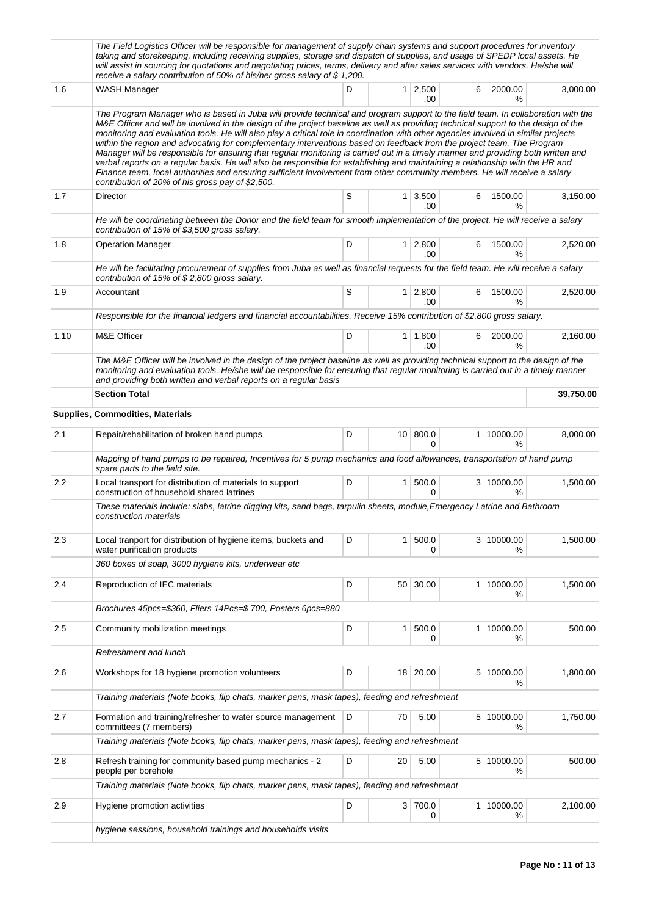| | | | | | | | |
|---|---|---|---|---|---|---|---|
| | *The Field Logistics Officer will be responsible for management of supply chain systems and support procedures for inventory taking and storekeeping, including receiving supplies, storage and dispatch of supplies, and usage of SPEDP local assets. He will assist in sourcing for quotations and negotiating prices, terms, delivery and after sales services with vendors. He/she will receive a salary contribution of 50% of his/her gross salary of $ 1,200.* | | | | | | |
| 1.6 | WASH Manager | D | 1 | 2,500.00 | 6 | 2000.00 % | 3,000.00 |
| | *The Program Manager who is based in Juba will provide technical and program support to the field team. In collaboration with the M&E Officer and will be involved in the design of the project baseline as well as providing technical support to the design of the monitoring and evaluation tools. He will also play a critical role in coordination with other agencies involved in similar projects within the region and advocating for complementary interventions based on feedback from the project team. The Program Manager will be responsible for ensuring that regular monitoring is carried out in a timely manner and providing both written and verbal reports on a regular basis. He will also be responsible for establishing and maintaining a relationship with the HR and Finance team, local authorities and ensuring sufficient involvement from other community members. He will receive a salary contribution of 20% of his gross pay of $2,500.* | | | | | | |
| 1.7 | Director | S | 1 | 3,500.00 | 6 | 1500.00 % | 3,150.00 |
| | *He will be coordinating between the Donor and the field team for smooth implementation of the project. He will receive a salary contribution of 15% of $3,500 gross salary.* | | | | | | |
| 1.8 | Operation Manager | D | 1 | 2,800.00 | 6 | 1500.00 % | 2,520.00 |
| | *He will be facilitating procurement of supplies from Juba as well as financial requests for the field team. He will receive a salary contribution of 15% of $ 2,800 gross salary.* | | | | | | |
| 1.9 | Accountant | S | 1 | 2,800.00 | 6 | 1500.00 % | 2,520.00 |
| | *Responsible for the financial ledgers and financial accountabilities. Receive 15% contribution of $2,800 gross salary.* | | | | | | |
| 1.10 | M&E Officer | D | 1 | 1,800.00 | 6 | 2000.00 % | 2,160.00 |
| | *The M&E Officer will be involved in the design of the project baseline as well as providing technical support to the design of the monitoring and evaluation tools. He/she will be responsible for ensuring that regular monitoring is carried out in a timely manner and providing both written and verbal reports on a regular basis* | | | | | | |
| | **Section Total** | | | | | | **39,750.00** |
| **Supplies, Commodities, Materials** | | | | | | | |
| 2.1 | Repair/rehabilitation of broken hand pumps | D | 10 | 800.00 | 1 | 10000.00 % | 8,000.00 |
| | *Mapping of hand pumps to be repaired, Incentives for 5 pump mechanics and food allowances, transportation of hand pump spare parts to the field site.* | | | | | | |
| 2.2 | Local transport for distribution of materials to support construction of household shared latrines | D | 1 | 500.00 | 3 | 10000.00 % | 1,500.00 |
| | *These materials include: slabs, latrine digging kits, sand bags, tarpulin sheets, module,Emergency Latrine and Bathroom construction materials* | | | | | | |
| 2.3 | Local tranport for distribution of hygiene items, buckets and water purification products | D | 1 | 500.00 | 3 | 10000.00 % | 1,500.00 |
| | *360 boxes of soap, 3000 hygiene kits, underwear etc* | | | | | | |
| 2.4 | Reproduction of IEC materials | D | 50 | 30.00 | 1 | 10000.00 % | 1,500.00 |
| | *Brochures 45pcs=$360, Fliers 14Pcs=$ 700, Posters 6pcs=880* | | | | | | |
| 2.5 | Community mobilization meetings | D | 1 | 500.00 | 1 | 10000.00 % | 500.00 |
| | *Refreshment and lunch* | | | | | | |
| 2.6 | Workshops for 18 hygiene promotion volunteers | D | 18 | 20.00 | 5 | 10000.00 % | 1,800.00 |
| | *Training materials (Note books, flip chats, marker pens, mask tapes), feeding and refreshment* | | | | | | |
| 2.7 | Formation and training/refresher to water source management committees (7 members) | D | 70 | 5.00 | 5 | 10000.00 % | 1,750.00 |
| | *Training materials (Note books, flip chats, marker pens, mask tapes), feeding and refreshment* | | | | | | |
| 2.8 | Refresh training for community based pump mechanics - 2 people per borehole | D | 20 | 5.00 | 5 | 10000.00 % | 500.00 |
| | *Training materials (Note books, flip chats, marker pens, mask tapes), feeding and refreshment* | | | | | | |
| 2.9 | Hygiene promotion activities | D | 3 | 700.00 | 1 | 10000.00 % | 2,100.00 |
| | *hygiene sessions, household trainings and households visits* | | | | | | |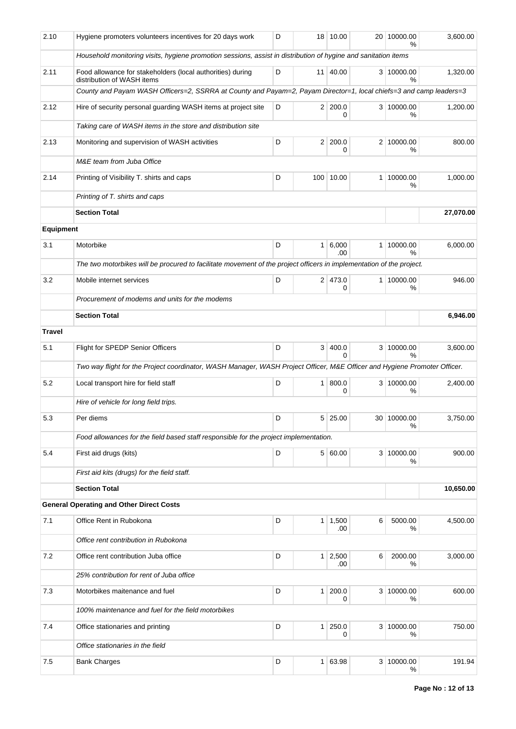| 2.10 | Hygiene promoters volunteers incentives for 20 days work | D | 18 | 10.00 | 20 | 10000.00 % | 3,600.00 |
|---|---|---|---|---|---|---|---|
| | *Household monitoring visits, hygiene promotion sessions, assist in distribution of hygine and sanitation items* | | | | | | |
| 2.11 | Food allowance for stakeholders (local authorities) during distribution of WASH items | D | 11 | 40.00 | 3 | 10000.00 % | 1,320.00 |
| | *County and Payam WASH Officers=2, SSRRA at County and Payam=2, Payam Director=1, local chiefs=3 and camp leaders=3* | | | | | | |
| 2.12 | Hire of security personal guarding WASH items at project site | D | 2 | 200.00 | 3 | 10000.00 % | 1,200.00 |
| | *Taking care of WASH items in the store and distribution site* | | | | | | |
| 2.13 | Monitoring and supervision of WASH activities | D | 2 | 200.00 | 2 | 10000.00 % | 800.00 |
| | *M&E team from Juba Office* | | | | | | |
| 2.14 | Printing of Visibility T. shirts and caps | D | 100 | 10.00 | 1 | 10000.00 % | 1,000.00 |
| | *Printing of T. shirts and caps* | | | | | | |
| | **Section Total** | | | | | | **27,070.00** |
| **Equipment** | | | | | | | |
| 3.1 | Motorbike | D | 1 | 6,000.00 | 1 | 10000.00 % | 6,000.00 |
| | *The two motorbikes will be procured to facilitate movement of the project officers in implementation of the project.* | | | | | | |
| 3.2 | Mobile internet services | D | 2 | 473.00 | 1 | 10000.00 % | 946.00 |
| | *Procurement of modems and units for the modems* | | | | | | |
| | **Section Total** | | | | | | **6,946.00** |
| **Travel** | | | | | | | |
| 5.1 | Flight for SPEDP Senior Officers | D | 3 | 400.00 | 3 | 10000.00 % | 3,600.00 |
| | *Two way flight for the Project coordinator, WASH Manager, WASH Project Officer, M&E Officer and Hygiene Promoter Officer.* | | | | | | |
| 5.2 | Local transport hire for field staff | D | 1 | 800.00 | 3 | 10000.00 % | 2,400.00 |
| | *Hire of vehicle for long field trips.* | | | | | | |
| 5.3 | Per diems | D | 5 | 25.00 | 30 | 10000.00 % | 3,750.00 |
| | *Food allowances for the field based staff responsible for the project implementation.* | | | | | | |
| 5.4 | First aid drugs (kits) | D | 5 | 60.00 | 3 | 10000.00 % | 900.00 |
| | *First aid kits (drugs) for the field staff.* | | | | | | |
| | **Section Total** | | | | | | **10,650.00** |
| **General Operating and Other Direct Costs** | | | | | | | |
| 7.1 | Office Rent in Rubokona | D | 1 | 1,500.00 | 6 | 5000.00 % | 4,500.00 |
| | *Office rent contribution in Rubokona* | | | | | | |
| 7.2 | Office rent contribution Juba office | D | 1 | 2,500.00 | 6 | 2000.00 % | 3,000.00 |
| | *25% contribution for rent of Juba office* | | | | | | |
| 7.3 | Motorbikes maitenance and fuel | D | 1 | 200.00 | 3 | 10000.00 % | 600.00 |
| | *100% maintenance and fuel for the field motorbikes* | | | | | | |
| 7.4 | Office stationaries and printing | D | 1 | 250.00 | 3 | 10000.00 % | 750.00 |
| | *Office stationaries in the field* | | | | | | |
| 7.5 | Bank Charges | D | 1 | 63.98 | 3 | 10000.00 % | 191.94 |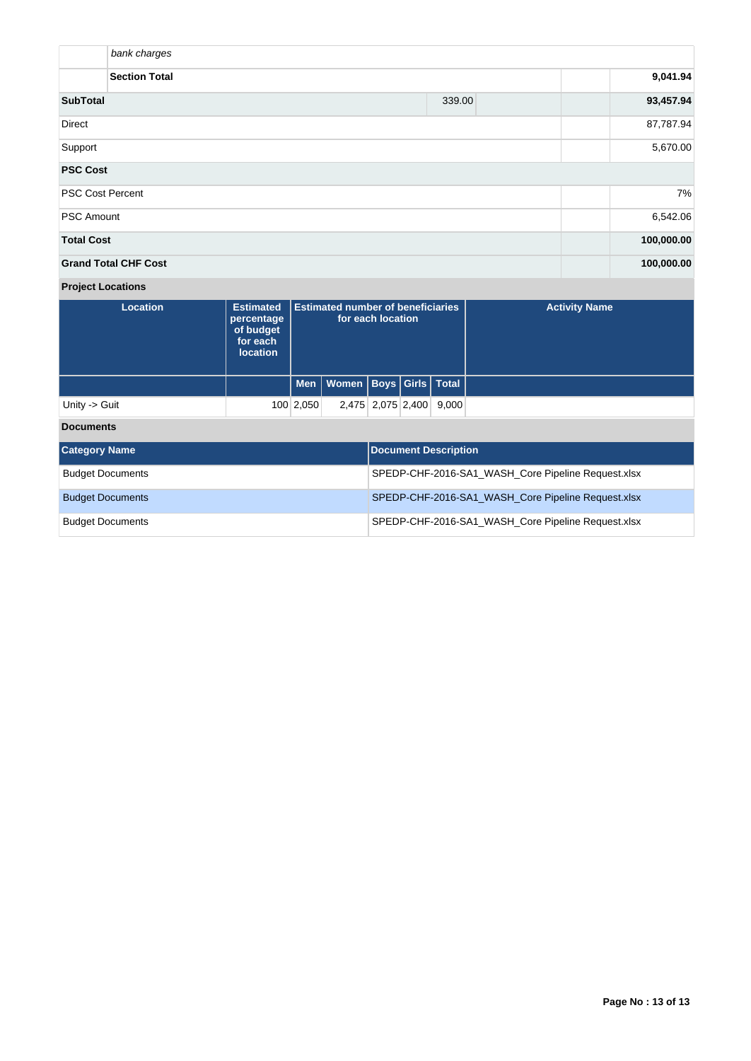| | | | | | |
|---|---|---|---|---|---|
| | *bank charges* | | | | |
| | **Section Total** | | | | **9,041.94** |
| **SubTotal** | | 339.00 | | | **93,457.94** |
| Direct | | | | | 87,787.94 |
| Support | | | | | 5,670.00 |
| **PSC Cost** | | | | | |
| PSC Cost Percent | | | | | 7% |
| PSC Amount | | | | | 6,542.06 |
| **Total Cost** | | | | | **100,000.00** |
| **Grand Total CHF Cost** | | | | | **100,000.00** |

**Project Locations**

| Location | Estimated percentage of budget for each location | Estimated number of beneficiaries for each location | | | | | Activity Name |
|---|---|---|---|---|---|---|---|
| | | Men | Women | Boys | Girls | Total | |
| Unity -> Guit | 100 | 2,050 | 2,475 | 2,075 | 2,400 | 9,000 | |

**Documents**

| Category Name | Document Description |
|---|---|
| Budget Documents | SPEDP-CHF-2016-SA1_WASH_Core Pipeline Request.xlsx |
| Budget Documents | SPEDP-CHF-2016-SA1_WASH_Core Pipeline Request.xlsx |
| Budget Documents | SPEDP-CHF-2016-SA1_WASH_Core Pipeline Request.xlsx |